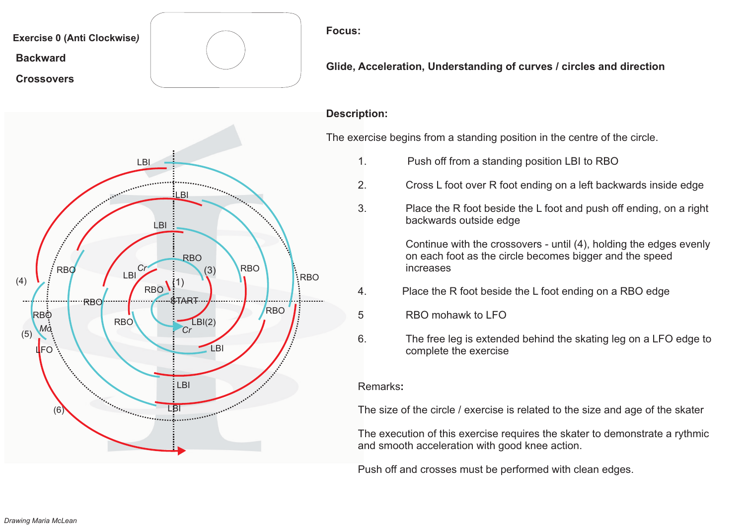**Exercise 0 (Anti Clockwise)**

**Backward**

**Crossovers**

**Focus:**

**Glide, Acceleration, Understanding of curves / circles and direction**

**Description:**

The exercise begins from a standing position in the centre of the circle.

1. Push off from a standing position LBI to RBO
2. Cross L foot over R foot ending on a left backwards inside edge
3. Place the R foot beside the L foot and push off ending, on a right backwards outside edge

   Continue with the crossovers - until (4), holding the edges evenly on each foot as the circle becomes bigger and the speed increases

4. Place the R foot beside the L foot ending on a RBO edge
5. RBO mohawk to LFO
6. The free leg is extended behind the skating leg on a LFO edge to complete the exercise

Remarks**:**

The size of the circle / exercise is related to the size and age of the skater

The execution of this exercise requires the skater to demonstrate a rythmic and smooth acceleration with good knee action.

Push off and crosses must be performed with clean edges.

*Drawing Maria McLean*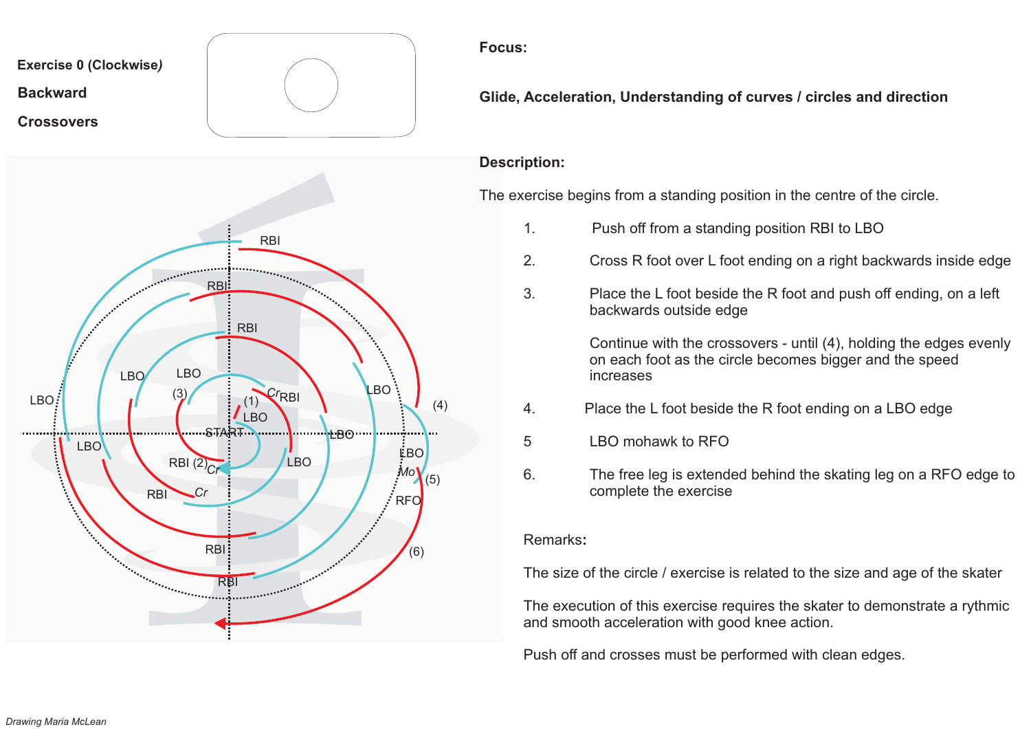**Exercise 0 (Clockwise)**

**Backward**

**Crossovers**

**Focus:**

**Glide, Acceleration, Understanding of curves / circles and direction**

**Description:**

The exercise begins from a standing position in the centre of the circle.

1. Push off from a standing position RBI to LBO
2. Cross R foot over L foot ending on a right backwards inside edge
3. Place the L foot beside the R foot and push off ending, on a left backwards outside edge

   Continue with the crossovers - until (4), holding the edges evenly on each foot as the circle becomes bigger and the speed increases
4. Place the L foot beside the R foot ending on a LBO edge
5. LBO mohawk to RFO
6. The free leg is extended behind the skating leg on a RFO edge to complete the exercise

Remarks**:**

The size of the circle / exercise is related to the size and age of the skater

The execution of this exercise requires the skater to demonstrate a rythmic and smooth acceleration with good knee action.

Push off and crosses must be performed with clean edges.

*Drawing Maria McLean*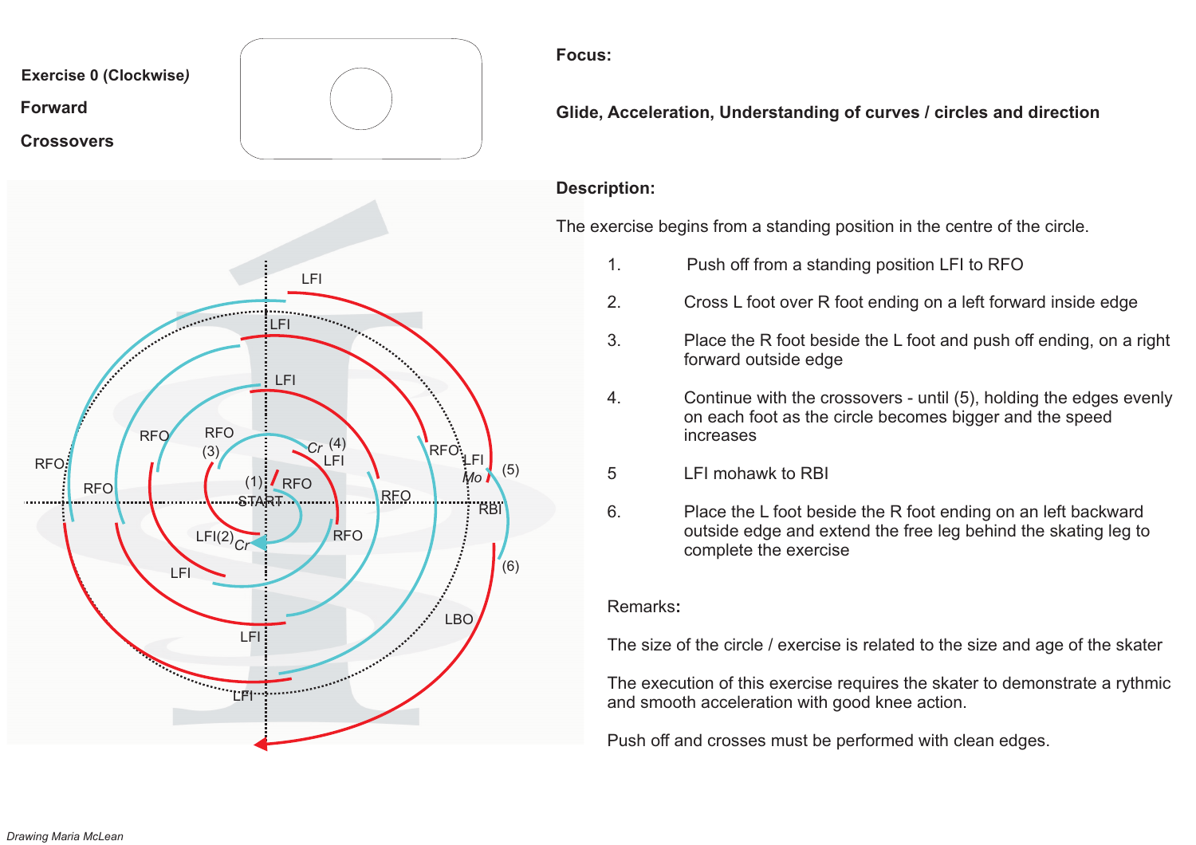**Exercise 0 (Clockwise)**

**Forward**

**Crossovers**

**Focus:**

**Glide, Acceleration, Understanding of curves / circles and direction**

**Description:**

The exercise begins from a standing position in the centre of the circle.

1. Push off from a standing position LFI to RFO
2. Cross L foot over R foot ending on a left forward inside edge
3. Place the R foot beside the L foot and push off ending, on a right forward outside edge
4. Continue with the crossovers - until (5), holding the edges evenly on each foot as the circle becomes bigger and the speed increases
5. LFI mohawk to RBI
6. Place the L foot beside the R foot ending on an left backward outside edge and extend the free leg behind the skating leg to complete the exercise

Remarks:

The size of the circle / exercise is related to the size and age of the skater

The execution of this exercise requires the skater to demonstrate a rythmic and smooth acceleration with good knee action.

Push off and crosses must be performed with clean edges.

*Drawing Maria McLean*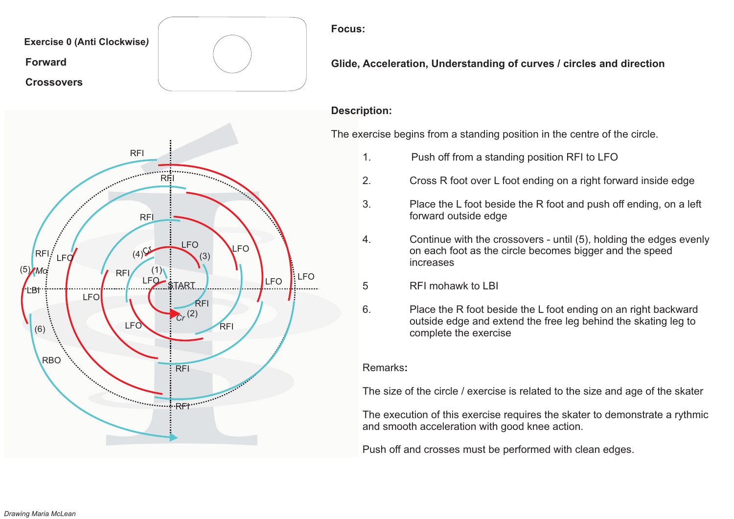**Exercise 0 (Anti Clockwise)**

**Forward**

**Crossovers**

RFI

RFI

RFI

LFO

LFO

(3)

(4) Cr

RFI

LFO

(1)

LFO

START

LFO

LFO

(5) Mo

RFI

LFO

LBI

LFO

RFI

Cr (2)

LFO

RFI

(6)

RBO

RFI

RFI

**Focus:**

**Glide, Acceleration, Understanding of curves / circles and direction**

**Description:**

The exercise begins from a standing position in the centre of the circle.

1. Push off from a standing position RFI to LFO
2. Cross R foot over L foot ending on a right forward inside edge
3. Place the L foot beside the R foot and push off ending, on a left forward outside edge
4. Continue with the crossovers - until (5), holding the edges evenly on each foot as the circle becomes bigger and the speed increases
5. RFI mohawk to LBI
6. Place the R foot beside the L foot ending on an right backward outside edge and extend the free leg behind the skating leg to complete the exercise

Remarks**:**

The size of the circle / exercise is related to the size and age of the skater

The execution of this exercise requires the skater to demonstrate a rythmic and smooth acceleration with good knee action.

Push off and crosses must be performed with clean edges.

*Drawing Maria McLean*